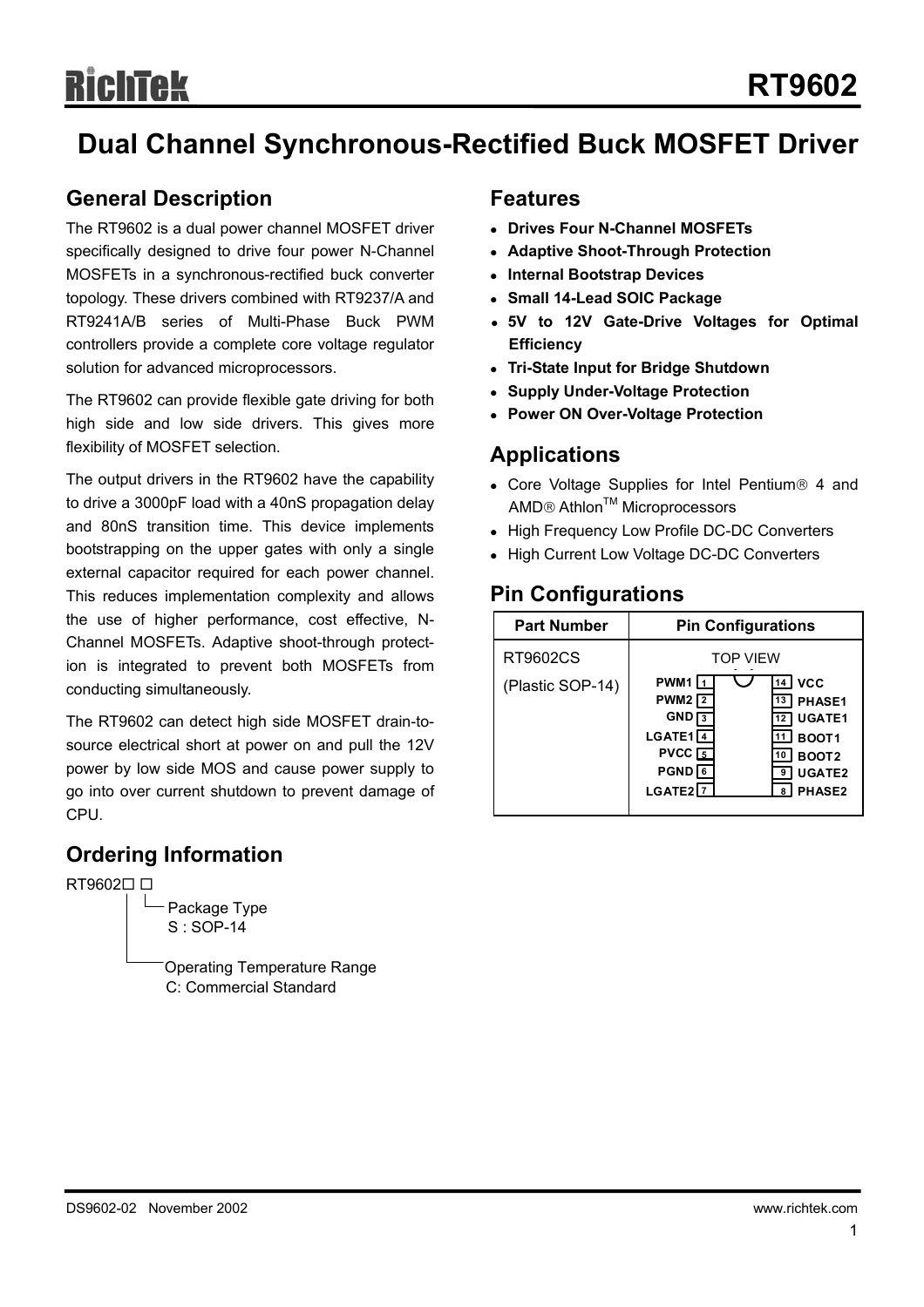# RT9602

## Dual Channel Synchronous-Rectified Buck MOSFET Driver

## General Description

The RT9602 is a dual power channel MOSFET driver specifically designed to drive four power N-Channel MOSFETs in a synchronous-rectified buck converter topology. These drivers combined with RT9237/A and RT9241A/B series of Multi-Phase Buck PWM controllers provide a complete core voltage regulator solution for advanced microprocessors.

The RT9602 can provide flexible gate driving for both high side and low side drivers. This gives more flexibility of MOSFET selection.

The output drivers in the RT9602 have the capability to drive a 3000pF load with a 40nS propagation delay and 80nS transition time. This device implements bootstrapping on the upper gates with only a single external capacitor required for each power channel. This reduces implementation complexity and allows the use of higher performance, cost effective, N-Channel MOSFETs. Adaptive shoot-through protection is integrated to prevent both MOSFETs from conducting simultaneously.

The RT9602 can detect high side MOSFET drain-to-source electrical short at power on and pull the 12V power by low side MOS and cause power supply to go into over current shutdown to prevent damage of CPU.

## Ordering Information

RT9602☐ ☐
- Package Type
  S : SOP-14
- Operating Temperature Range
  C: Commercial Standard

## Features

- **Drives Four N-Channel MOSFETs**
- **Adaptive Shoot-Through Protection**
- **Internal Bootstrap Devices**
- **Small 14-Lead SOIC Package**
- **5V to 12V Gate-Drive Voltages for Optimal Efficiency**
- **Tri-State Input for Bridge Shutdown**
- **Supply Under-Voltage Protection**
- **Power ON Over-Voltage Protection**

## Applications

- Core Voltage Supplies for Intel Pentium® 4 and AMD® Athlon™ Microprocessors
- High Frequency Low Profile DC-DC Converters
- High Current Low Voltage DC-DC Converters

## Pin Configurations

| Part Number | Pin Configurations |
|---|---|
| RT9602CS (Plastic SOP-14) | TOP VIEW<br>1 PWM1, 2 PWM2, 3 GND, 4 LGATE1, 5 PVCC, 6 PGND, 7 LGATE2, 8 PHASE2, 9 UGATE2, 10 BOOT2, 11 BOOT1, 12 UGATE1, 13 PHASE1, 14 VCC |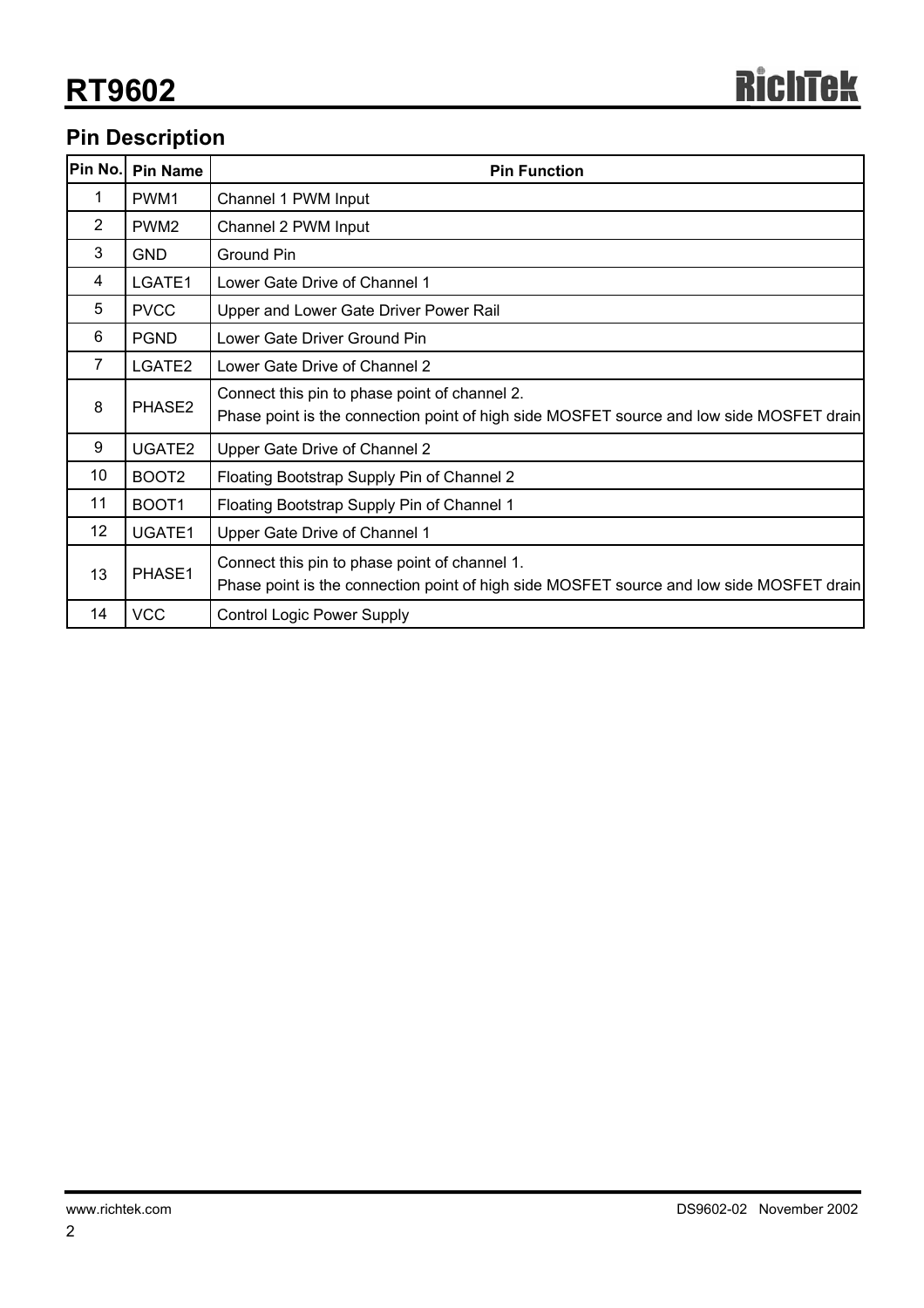## Pin Description

| Pin No. | Pin Name | Pin Function |
|---|---|---|
| 1 | PWM1 | Channel 1 PWM Input |
| 2 | PWM2 | Channel 2 PWM Input |
| 3 | GND | Ground Pin |
| 4 | LGATE1 | Lower Gate Drive of Channel 1 |
| 5 | PVCC | Upper and Lower Gate Driver Power Rail |
| 6 | PGND | Lower Gate Driver Ground Pin |
| 7 | LGATE2 | Lower Gate Drive of Channel 2 |
| 8 | PHASE2 | Connect this pin to phase point of channel 2.<br>Phase point is the connection point of high side MOSFET source and low side MOSFET drain |
| 9 | UGATE2 | Upper Gate Drive of Channel 2 |
| 10 | BOOT2 | Floating Bootstrap Supply Pin of Channel 2 |
| 11 | BOOT1 | Floating Bootstrap Supply Pin of Channel 1 |
| 12 | UGATE1 | Upper Gate Drive of Channel 1 |
| 13 | PHASE1 | Connect this pin to phase point of channel 1.<br>Phase point is the connection point of high side MOSFET source and low side MOSFET drain |
| 14 | VCC | Control Logic Power Supply |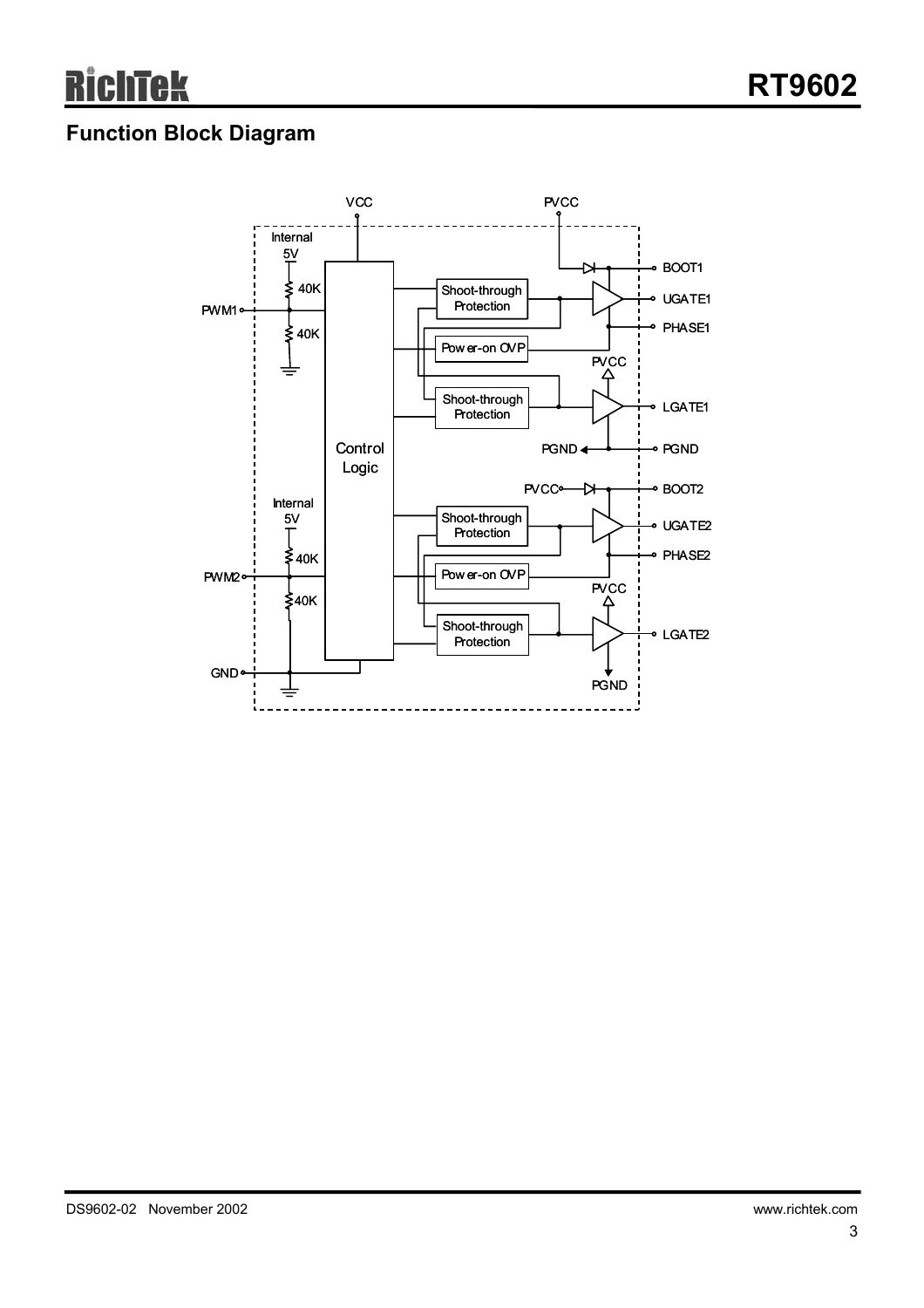## Function Block Diagram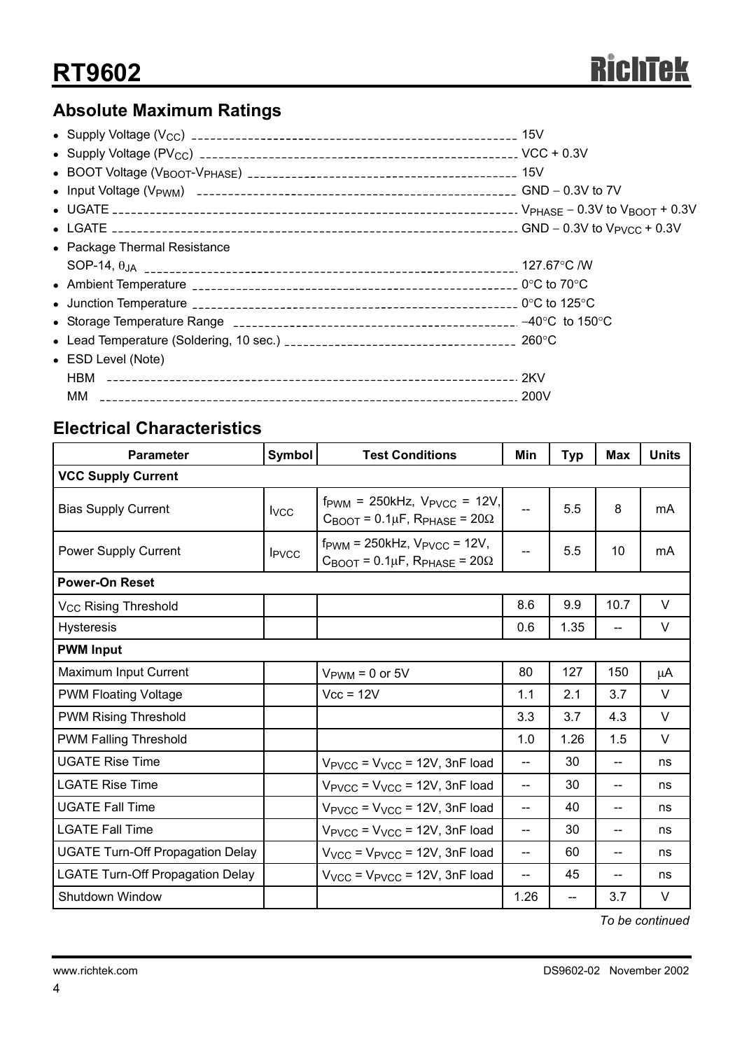## Absolute Maximum Ratings

- Supply Voltage ($V_{CC}$) ---------- 15V
- Supply Voltage ($PV_{CC}$) ---------- VCC + 0.3V
- BOOT Voltage ($V_{BOOT}$-$V_{PHASE}$) ---------- 15V
- Input Voltage ($V_{PWM}$) ---------- GND − 0.3V to 7V
- UGATE ---------- $V_{PHASE}$ − 0.3V to $V_{BOOT}$ + 0.3V
- LGATE ---------- GND − 0.3V to $V_{PVCC}$ + 0.3V
- Package Thermal Resistance
  SOP-14, $\theta_{JA}$ ---------- 127.67°C /W
- Ambient Temperature ---------- 0°C to 70°C
- Junction Temperature ---------- 0°C to 125°C
- Storage Temperature Range ---------- −40°C to 150°C
- Lead Temperature (Soldering, 10 sec.) ---------- 260°C
- ESD Level (Note)
  HBM ---------- 2KV
  MM ---------- 200V

## Electrical Characteristics

| Parameter | Symbol | Test Conditions | Min | Typ | Max | Units |
|---|---|---|---|---|---|---|
| **VCC Supply Current** | | | | | | |
| Bias Supply Current | $I_{VCC}$ | $f_{PWM}$ = 250kHz, $V_{PVCC}$ = 12V, $C_{BOOT}$ = 0.1μF, $R_{PHASE}$ = 20Ω | -- | 5.5 | 8 | mA |
| Power Supply Current | $I_{PVCC}$ | $f_{PWM}$ = 250kHz, $V_{PVCC}$ = 12V, $C_{BOOT}$ = 0.1μF, $R_{PHASE}$ = 20Ω | -- | 5.5 | 10 | mA |
| **Power-On Reset** | | | | | | |
| $V_{CC}$ Rising Threshold | | | 8.6 | 9.9 | 10.7 | V |
| Hysteresis | | | 0.6 | 1.35 | -- | V |
| **PWM Input** | | | | | | |
| Maximum Input Current | | $V_{PWM}$ = 0 or 5V | 80 | 127 | 150 | μA |
| PWM Floating Voltage | | Vcc = 12V | 1.1 | 2.1 | 3.7 | V |
| PWM Rising Threshold | | | 3.3 | 3.7 | 4.3 | V |
| PWM Falling Threshold | | | 1.0 | 1.26 | 1.5 | V |
| UGATE Rise Time | | $V_{PVCC}$ = $V_{VCC}$ = 12V, 3nF load | -- | 30 | -- | ns |
| LGATE Rise Time | | $V_{PVCC}$ = $V_{VCC}$ = 12V, 3nF load | -- | 30 | -- | ns |
| UGATE Fall Time | | $V_{PVCC}$ = $V_{VCC}$ = 12V, 3nF load | -- | 40 | -- | ns |
| LGATE Fall Time | | $V_{PVCC}$ = $V_{VCC}$ = 12V, 3nF load | -- | 30 | -- | ns |
| UGATE Turn-Off Propagation Delay | | $V_{VCC}$ = $V_{PVCC}$ = 12V, 3nF load | -- | 60 | -- | ns |
| LGATE Turn-Off Propagation Delay | | $V_{VCC}$ = $V_{PVCC}$ = 12V, 3nF load | -- | 45 | -- | ns |
| Shutdown Window | | | 1.26 | -- | 3.7 | V |

*To be continued*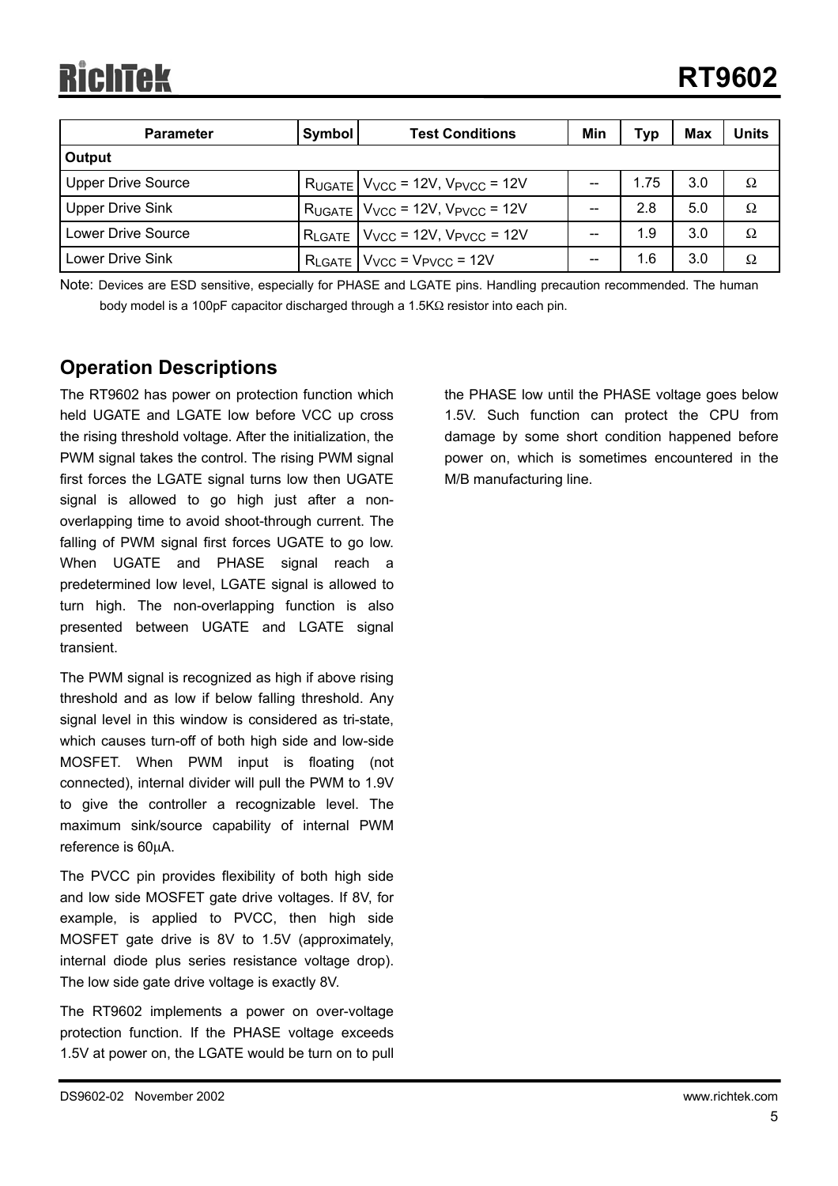| Parameter | Symbol | Test Conditions | Min | Typ | Max | Units |
|---|---|---|---|---|---|---|
| **Output** | | | | | | |
| Upper Drive Source | $R_{UGATE}$ | $V_{VCC}$ = 12V, $V_{PVCC}$ = 12V | -- | 1.75 | 3.0 | Ω |
| Upper Drive Sink | $R_{UGATE}$ | $V_{VCC}$ = 12V, $V_{PVCC}$ = 12V | -- | 2.8 | 5.0 | Ω |
| Lower Drive Source | $R_{LGATE}$ | $V_{VCC}$ = 12V, $V_{PVCC}$ = 12V | -- | 1.9 | 3.0 | Ω |
| Lower Drive Sink | $R_{LGATE}$ | $V_{VCC}$ = $V_{PVCC}$ = 12V | -- | 1.6 | 3.0 | Ω |

Note: Devices are ESD sensitive, especially for PHASE and LGATE pins. Handling precaution recommended. The human body model is a 100pF capacitor discharged through a 1.5KΩ resistor into each pin.

## Operation Descriptions

The RT9602 has power on protection function which held UGATE and LGATE low before VCC up cross the rising threshold voltage. After the initialization, the PWM signal takes the control. The rising PWM signal first forces the LGATE signal turns low then UGATE signal is allowed to go high just after a non-overlapping time to avoid shoot-through current. The falling of PWM signal first forces UGATE to go low. When UGATE and PHASE signal reach a predetermined low level, LGATE signal is allowed to turn high. The non-overlapping function is also presented between UGATE and LGATE signal transient.

The PWM signal is recognized as high if above rising threshold and as low if below falling threshold. Any signal level in this window is considered as tri-state, which causes turn-off of both high side and low-side MOSFET. When PWM input is floating (not connected), internal divider will pull the PWM to 1.9V to give the controller a recognizable level. The maximum sink/source capability of internal PWM reference is 60μA.

The PVCC pin provides flexibility of both high side and low side MOSFET gate drive voltages. If 8V, for example, is applied to PVCC, then high side MOSFET gate drive is 8V to 1.5V (approximately, internal diode plus series resistance voltage drop). The low side gate drive voltage is exactly 8V.

The RT9602 implements a power on over-voltage protection function. If the PHASE voltage exceeds 1.5V at power on, the LGATE would be turn on to pull the PHASE low until the PHASE voltage goes below 1.5V. Such function can protect the CPU from damage by some short condition happened before power on, which is sometimes encountered in the M/B manufacturing line.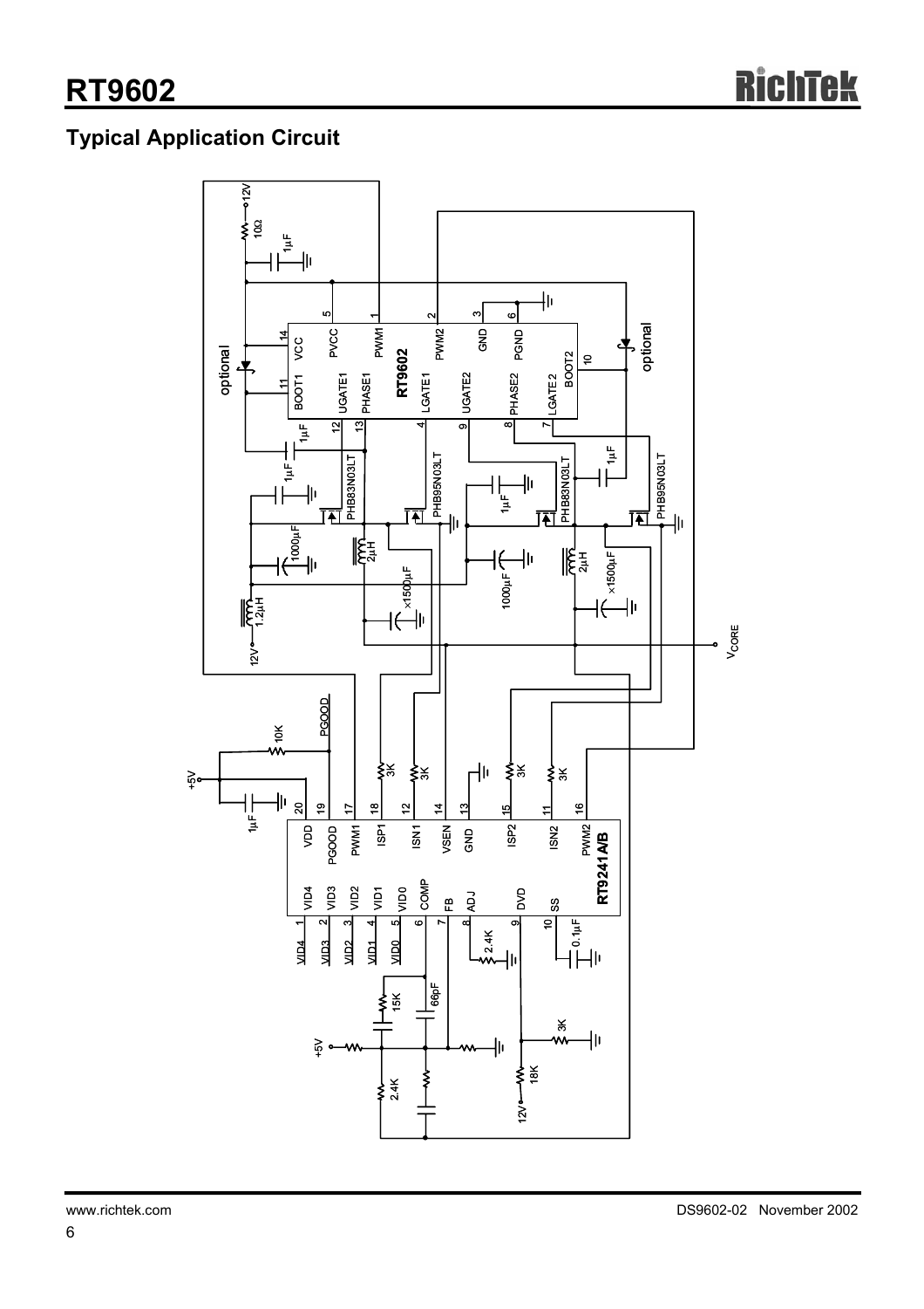## Typical Application Circuit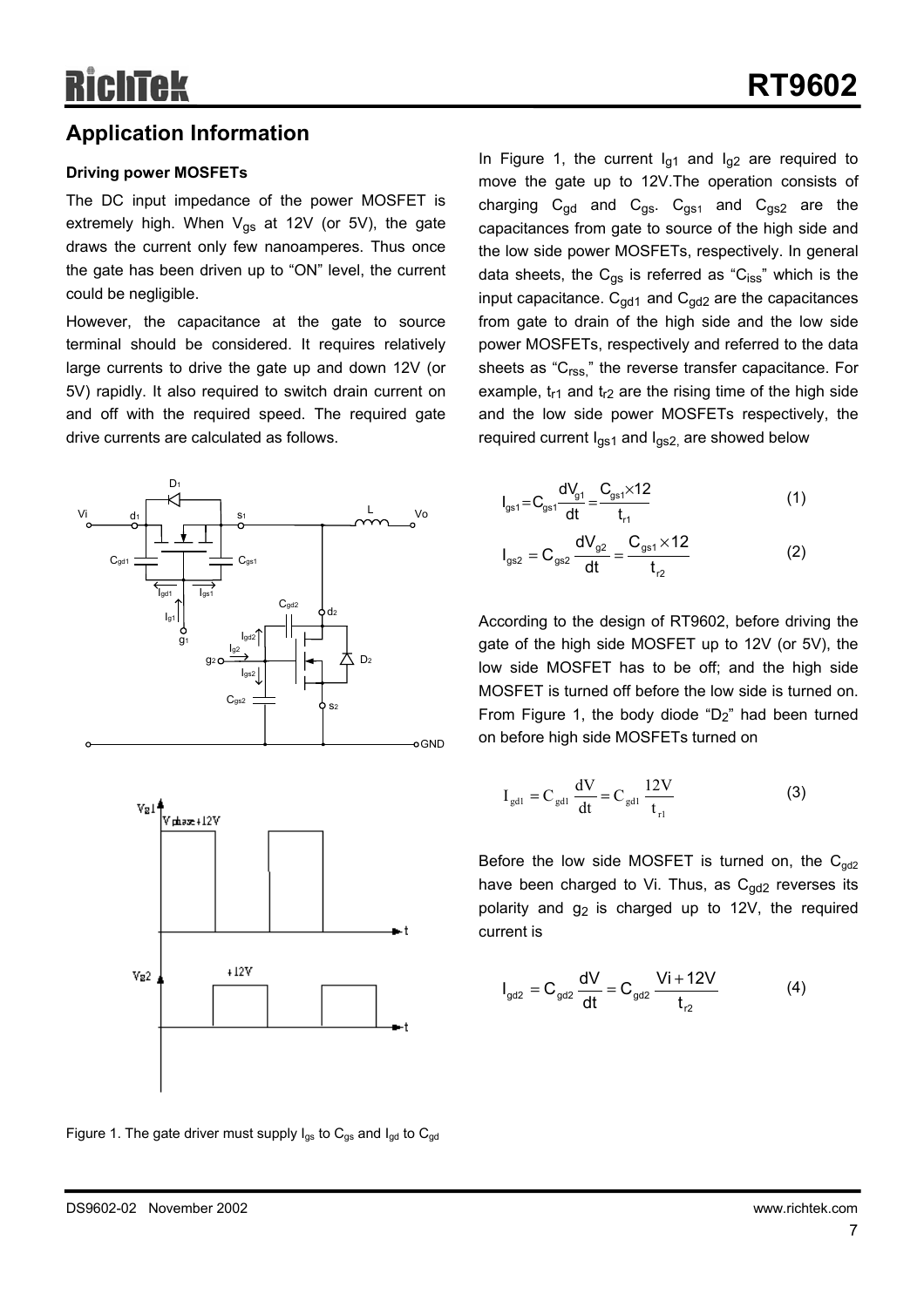## Application Information

### Driving power MOSFETs

The DC input impedance of the power MOSFET is extremely high. When $V_{gs}$ at 12V (or 5V), the gate draws the current only few nanoamperes. Thus once the gate has been driven up to "ON" level, the current could be negligible.

However, the capacitance at the gate to source terminal should be considered. It requires relatively large currents to drive the gate up and down 12V (or 5V) rapidly. It also required to switch drain current on and off with the required speed. The required gate drive currents are calculated as follows.

Figure 1. The gate driver must supply $I_{gs}$ to $C_{gs}$ and $I_{gd}$ to $C_{gd}$

In Figure 1, the current $I_{g1}$ and $I_{g2}$ are required to move the gate up to 12V.The operation consists of charging $C_{gd}$ and $C_{gs}$. $C_{gs1}$ and $C_{gs2}$ are the capacitances from gate to source of the high side and the low side power MOSFETs, respectively. In general data sheets, the $C_{gs}$ is referred as "$C_{iss}$" which is the input capacitance. $C_{gd1}$ and $C_{gd2}$ are the capacitances from gate to drain of the high side and the low side power MOSFETs, respectively and referred to the data sheets as "$C_{rss,}$" the reverse transfer capacitance. For example, $t_{r1}$ and $t_{r2}$ are the rising time of the high side and the low side power MOSFETs respectively, the required current $I_{gs1}$ and $I_{gs2,}$ are showed below

$$I_{gs1} = C_{gs1}\frac{dV_{g1}}{dt} = \frac{C_{gs1} \times 12}{t_{r1}} \qquad (1)$$

$$I_{gs2} = C_{gs2}\frac{dV_{g2}}{dt} = \frac{C_{gs1} \times 12}{t_{r2}} \qquad (2)$$

According to the design of RT9602, before driving the gate of the high side MOSFET up to 12V (or 5V), the low side MOSFET has to be off; and the high side MOSFET is turned off before the low side is turned on. From Figure 1, the body diode "$D_2$" had been turned on before high side MOSFETs turned on

$$I_{gd1} = C_{gd1}\frac{dV}{dt} = C_{gd1}\frac{12V}{t_{r1}} \qquad (3)$$

Before the low side MOSFET is turned on, the $C_{gd2}$ have been charged to Vi. Thus, as $C_{gd2}$ reverses its polarity and $g_2$ is charged up to 12V, the required current is

$$I_{gd2} = C_{gd2}\frac{dV}{dt} = C_{gd2}\frac{Vi + 12V}{t_{r2}} \qquad (4)$$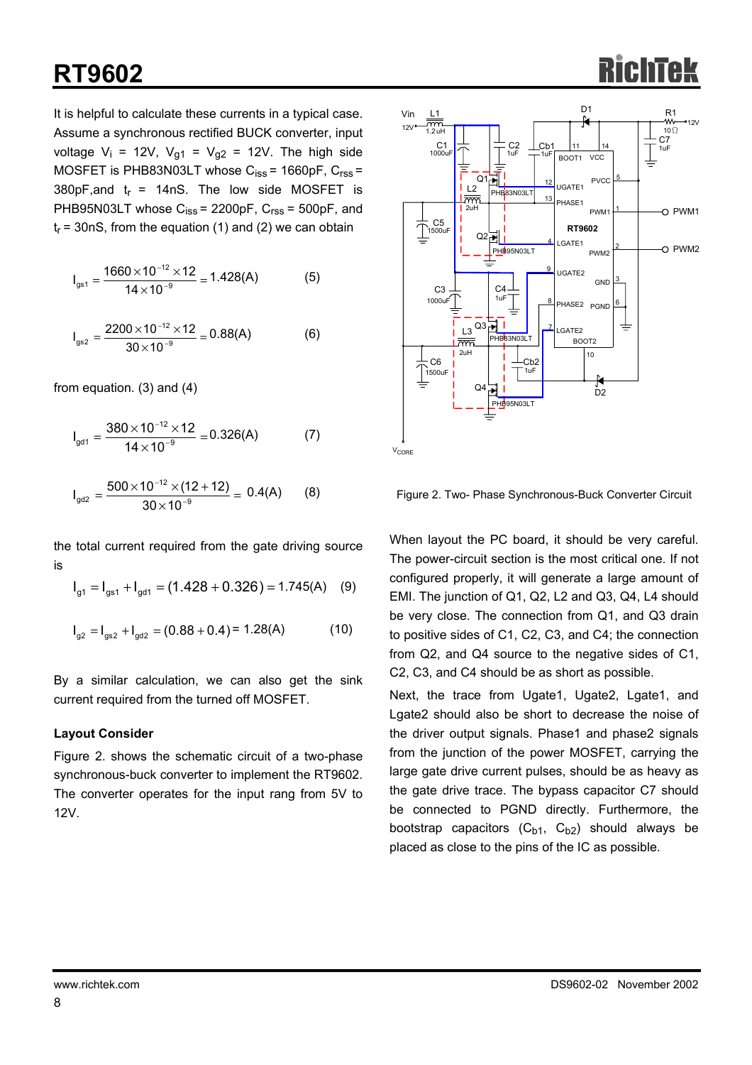It is helpful to calculate these currents in a typical case. Assume a synchronous rectified BUCK converter, input voltage $V_i$ = 12V, $V_{g1}$ = $V_{g2}$ = 12V. The high side MOSFET is PHB83N03LT whose $C_{iss}$ = 1660pF, $C_{rss}$ = 380pF, and $t_r$ = 14nS. The low side MOSFET is PHB95N03LT whose $C_{iss}$ = 2200pF, $C_{rss}$ = 500pF, and $t_r$ = 30nS, from the equation (1) and (2) we can obtain

$$I_{gs1} = \frac{1660 \times 10^{-12} \times 12}{14 \times 10^{-9}} = 1.428\text{(A)} \qquad (5)$$

$$I_{gs2} = \frac{2200 \times 10^{-12} \times 12}{30 \times 10^{-9}} = 0.88\text{(A)} \qquad (6)$$

from equation. (3) and (4)

$$I_{gd1} = \frac{380 \times 10^{-12} \times 12}{14 \times 10^{-9}} = 0.326\text{(A)} \qquad (7)$$

$$I_{gd2} = \frac{500 \times 10^{-12} \times (12 + 12)}{30 \times 10^{-9}} = 0.4\text{(A)} \qquad (8)$$

the total current required from the gate driving source is

$$I_{g1} = I_{gs1} + I_{gd1} = (1.428 + 0.326) = 1.745\text{(A)} \qquad (9)$$

$$I_{g2} = I_{gs2} + I_{gd2} = (0.88 + 0.4) = 1.28\text{(A)} \qquad (10)$$

By a similar calculation, we can also get the sink current required from the turned off MOSFET.

**Layout Consider**

Figure 2. shows the schematic circuit of a two-phase synchronous-buck converter to implement the RT9602. The converter operates for the input rang from 5V to 12V.

Figure 2. Two- Phase Synchronous-Buck Converter Circuit

When layout the PC board, it should be very careful. The power-circuit section is the most critical one. If not configured properly, it will generate a large amount of EMI. The junction of Q1, Q2, L2 and Q3, Q4, L4 should be very close. The connection from Q1, and Q3 drain to positive sides of C1, C2, C3, and C4; the connection from Q2, and Q4 source to the negative sides of C1, C2, C3, and C4 should be as short as possible.

Next, the trace from Ugate1, Ugate2, Lgate1, and Lgate2 should also be short to decrease the noise of the driver output signals. Phase1 and phase2 signals from the junction of the power MOSFET, carrying the large gate drive current pulses, should be as heavy as the gate drive trace. The bypass capacitor C7 should be connected to PGND directly. Furthermore, the bootstrap capacitors ($C_{b1}$, $C_{b2}$) should always be placed as close to the pins of the IC as possible.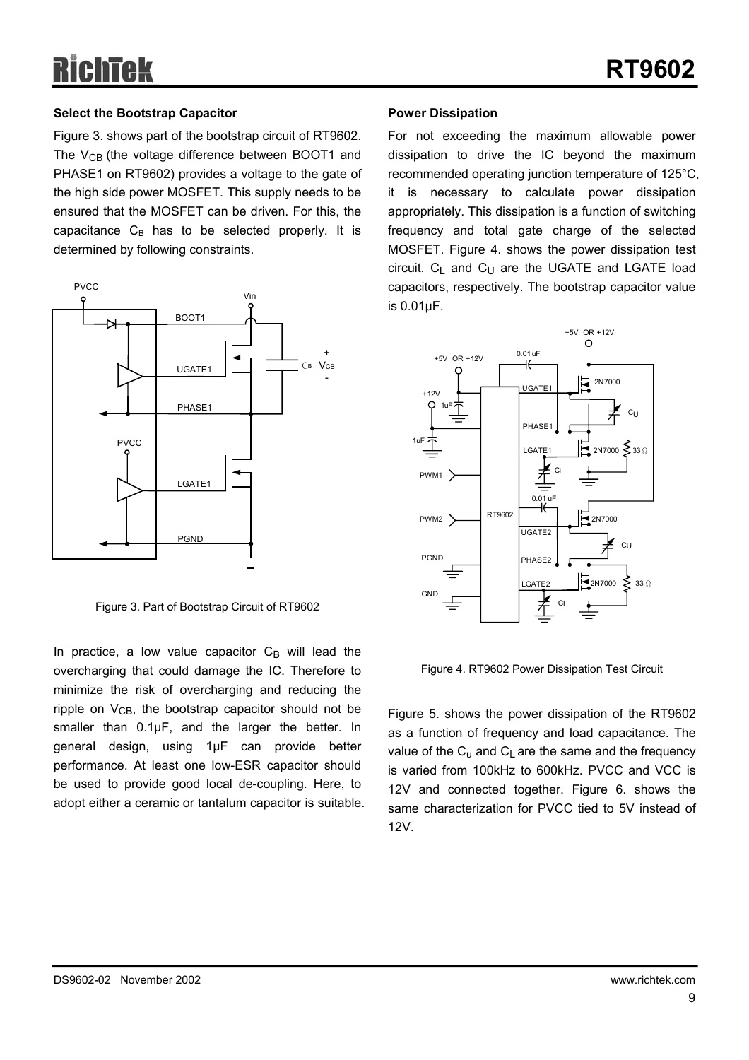### Select the Bootstrap Capacitor

Figure 3. shows part of the bootstrap circuit of RT9602. The $V_{CB}$ (the voltage difference between BOOT1 and PHASE1 on RT9602) provides a voltage to the gate of the high side power MOSFET. This supply needs to be ensured that the MOSFET can be driven. For this, the capacitance $C_B$ has to be selected properly. It is determined by following constraints.

Figure 3. Part of Bootstrap Circuit of RT9602

In practice, a low value capacitor $C_B$ will lead the overcharging that could damage the IC. Therefore to minimize the risk of overcharging and reducing the ripple on $V_{CB}$, the bootstrap capacitor should not be smaller than 0.1μF, and the larger the better. In general design, using 1μF can provide better performance. At least one low-ESR capacitor should be used to provide good local de-coupling. Here, to adopt either a ceramic or tantalum capacitor is suitable.

### Power Dissipation

For not exceeding the maximum allowable power dissipation to drive the IC beyond the maximum recommended operating junction temperature of 125°C, it is necessary to calculate power dissipation appropriately. This dissipation is a function of switching frequency and total gate charge of the selected MOSFET. Figure 4. shows the power dissipation test circuit. $C_L$ and $C_U$ are the UGATE and LGATE load capacitors, respectively. The bootstrap capacitor value is 0.01μF.

Figure 4. RT9602 Power Dissipation Test Circuit

Figure 5. shows the power dissipation of the RT9602 as a function of frequency and load capacitance. The value of the $C_u$ and $C_L$ are the same and the frequency is varied from 100kHz to 600kHz. PVCC and VCC is 12V and connected together. Figure 6. shows the same characterization for PVCC tied to 5V instead of 12V.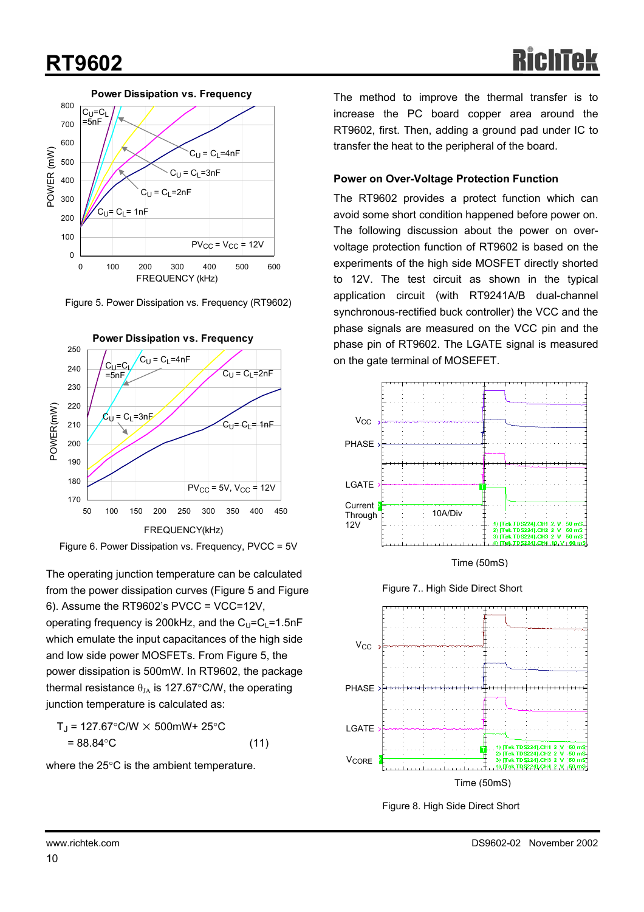Figure 5. Power Dissipation vs. Frequency (RT9602)

Figure 6. Power Dissipation vs. Frequency, PVCC = 5V

The operating junction temperature can be calculated from the power dissipation curves (Figure 5 and Figure 6). Assume the RT9602's PVCC = VCC=12V, operating frequency is 200kHz, and the $C_U$=$C_L$=1.5nF which emulate the input capacitances of the high side and low side power MOSFETs. From Figure 5, the power dissipation is 500mW. In RT9602, the package thermal resistance $\theta_{JA}$ is 127.67°C/W, the operating junction temperature is calculated as:

$$T_J = 127.67°C/W \times 500mW + 25°C$$
$$= 88.84°C \quad (11)$$

where the 25°C is the ambient temperature.

The method to improve the thermal transfer is to increase the PC board copper area around the RT9602, first. Then, adding a ground pad under IC to transfer the heat to the peripheral of the board.

### Power on Over-Voltage Protection Function

The RT9602 provides a protect function which can avoid some short condition happened before power on. The following discussion about the power on over-voltage protection function of RT9602 is based on the experiments of the high side MOSFET directly shorted to 12V. The test circuit as shown in the typical application circuit (with RT9241A/B dual-channel synchronous-rectified buck controller) the VCC and the phase signals are measured on the VCC pin and the phase pin of RT9602. The LGATE signal is measured on the gate terminal of MOSEFET.

Figure 7.. High Side Direct Short

Figure 8. High Side Direct Short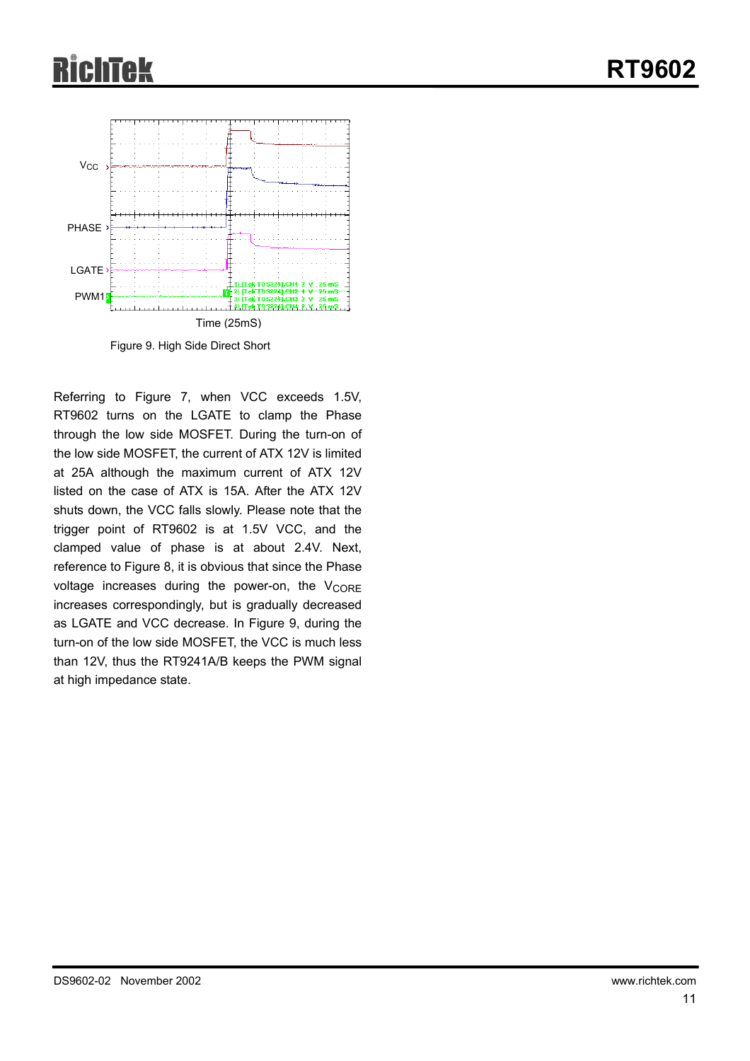Figure 9. High Side Direct Short

Referring to Figure 7, when VCC exceeds 1.5V, RT9602 turns on the LGATE to clamp the Phase through the low side MOSFET. During the turn-on of the low side MOSFET, the current of ATX 12V is limited at 25A although the maximum current of ATX 12V listed on the case of ATX is 15A. After the ATX 12V shuts down, the VCC falls slowly. Please note that the trigger point of RT9602 is at 1.5V VCC, and the clamped value of phase is at about 2.4V. Next, reference to Figure 8, it is obvious that since the Phase voltage increases during the power-on, the $V_{CORE}$ increases correspondingly, but is gradually decreased as LGATE and VCC decrease. In Figure 9, during the turn-on of the low side MOSFET, the VCC is much less than 12V, thus the RT9241A/B keeps the PWM signal at high impedance state.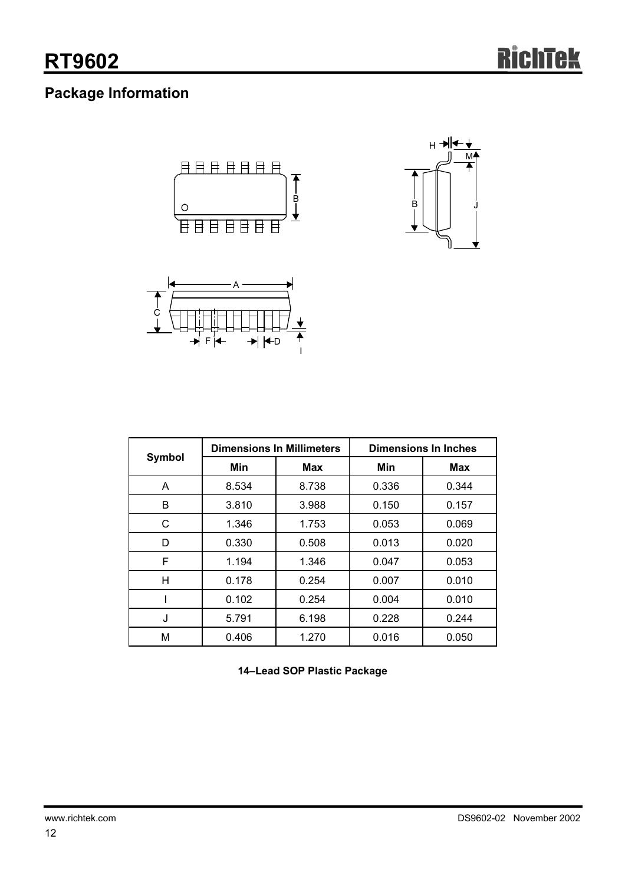## Package Information

| Symbol | Dimensions In Millimeters | | Dimensions In Inches | |
|---|---|---|---|---|
| | Min | Max | Min | Max |
| A | 8.534 | 8.738 | 0.336 | 0.344 |
| B | 3.810 | 3.988 | 0.150 | 0.157 |
| C | 1.346 | 1.753 | 0.053 | 0.069 |
| D | 0.330 | 0.508 | 0.013 | 0.020 |
| F | 1.194 | 1.346 | 0.047 | 0.053 |
| H | 0.178 | 0.254 | 0.007 | 0.010 |
| I | 0.102 | 0.254 | 0.004 | 0.010 |
| J | 5.791 | 6.198 | 0.228 | 0.244 |
| M | 0.406 | 1.270 | 0.016 | 0.050 |

**14–Lead SOP Plastic Package**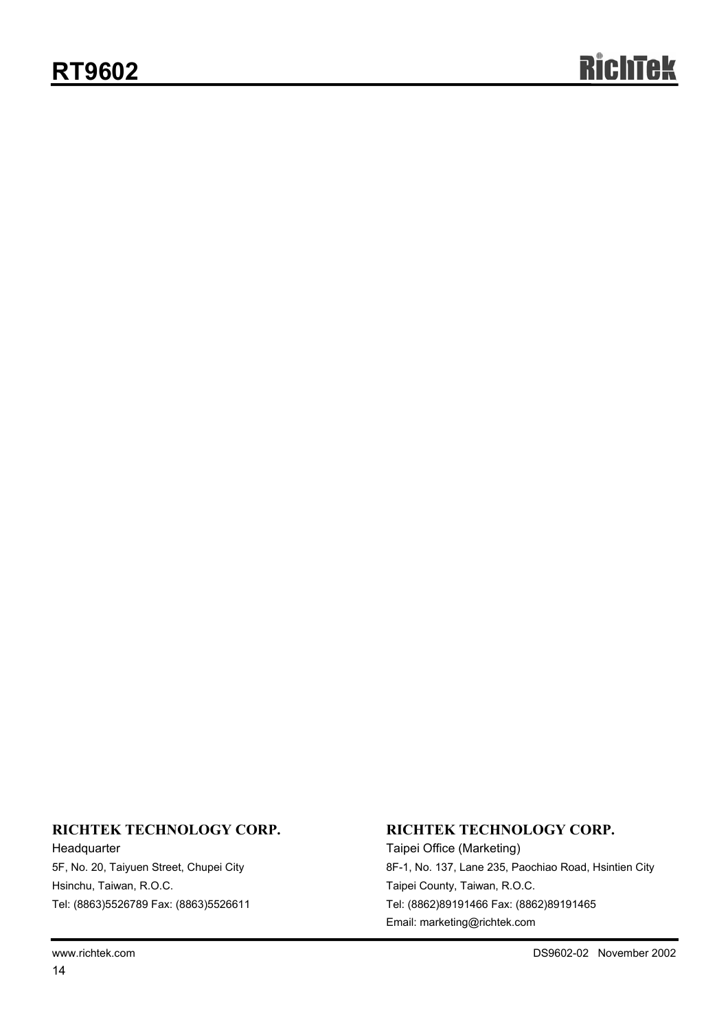**RICHTEK TECHNOLOGY CORP.**

Headquarter

5F, No. 20, Taiyuen Street, Chupei City

Hsinchu, Taiwan, R.O.C.

Tel: (8863)5526789 Fax: (8863)5526611

**RICHTEK TECHNOLOGY CORP.**

Taipei Office (Marketing)

8F-1, No. 137, Lane 235, Paochiao Road, Hsintien City

Taipei County, Taiwan, R.O.C.

Tel: (8862)89191466 Fax: (8862)89191465

Email: marketing@richtek.com